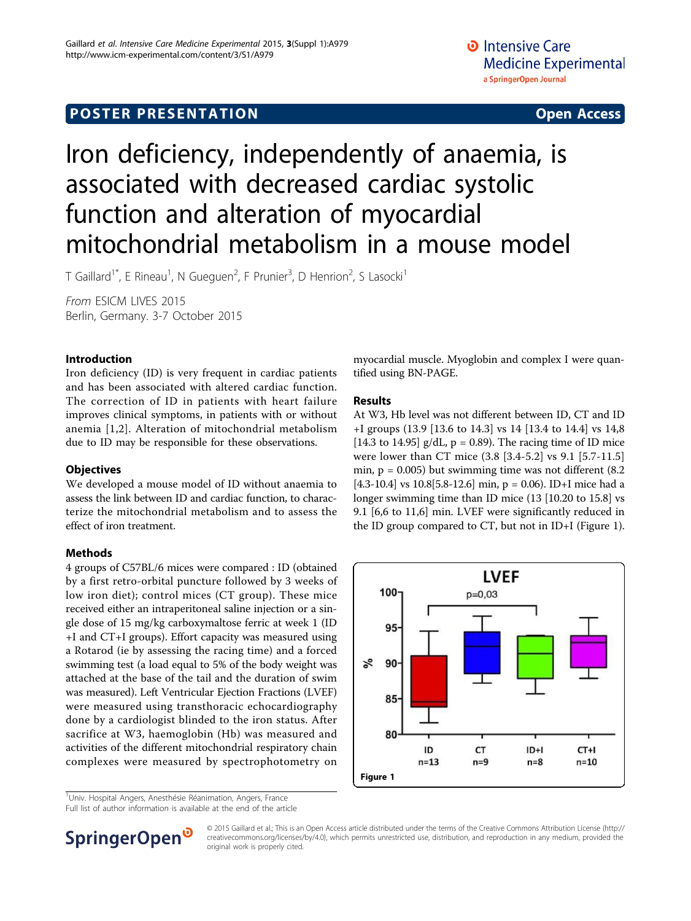POSTER PRESENTATION Open Access

# Iron deficiency, independently of anaemia, is associated with decreased cardiac systolic function and alteration of myocardial mitochondrial metabolism in a mouse model

T Gaillard[1*], E Rineau[1], N Gueguen[2], F Prunier[3], D Henrion[2], S Lasocki[1]

*From* ESICM LIVES 2015
Berlin, Germany. 3-7 October 2015

## Introduction

Iron deficiency (ID) is very frequent in cardiac patients and has been associated with altered cardiac function. The correction of ID in patients with heart failure improves clinical symptoms, in patients with or without anemia [1,2]. Alteration of mitochondrial metabolism due to ID may be responsible for these observations.

## Objectives

We developed a mouse model of ID without anaemia to assess the link between ID and cardiac function, to characterize the mitochondrial metabolism and to assess the effect of iron treatment.

## Methods

4 groups of C57BL/6 mices were compared : ID (obtained by a first retro-orbital puncture followed by 3 weeks of low iron diet); control mices (CT group). These mice received either an intraperitoneal saline injection or a single dose of 15 mg/kg carboxymaltose ferric at week 1 (ID+I and CT+I groups). Effort capacity was measured using a Rotarod (ie by assessing the racing time) and a forced swimming test (a load equal to 5% of the body weight was attached at the base of the tail and the duration of swim was measured). Left Ventricular Ejection Fractions (LVEF) were measured using transthoracic echocardiography done by a cardiologist blinded to the iron status. After sacrifice at W3, haemoglobin (Hb) was measured and activities of the different mitochondrial respiratory chain complexes were measured by spectrophotometry on myocardial muscle. Myoglobin and complex I were quantified using BN-PAGE.

## Results

At W3, Hb level was not different between ID, CT and ID+I groups (13.9 [13.6 to 14.3] vs 14 [13.4 to 14.4] vs 14,8 [14.3 to 14.95] g/dL, $p = 0.89$). The racing time of ID mice were lower than CT mice (3.8 [3.4-5.2] vs 9.1 [5.7-11.5] min, $p = 0.005$) but swimming time was not different (8.2 [4.3-10.4] vs 10.8[5.8-12.6] min, $p = 0.06$). ID+I mice had a longer swimming time than ID mice (13 [10.20 to 15.8] vs 9.1 [6,6 to 11,6] min. LVEF were significantly reduced in the ID group compared to CT, but not in ID+I (Figure 1).

Figure 1

[1]Univ. Hospital Angers, Anesthésie Réanimation, Angers, France
Full list of author information is available at the end of the article

© 2015 Gaillard et al.; This is an Open Access article distributed under the terms of the Creative Commons Attribution License (http://creativecommons.org/licenses/by/4.0), which permits unrestricted use, distribution, and reproduction in any medium, provided the original work is properly cited.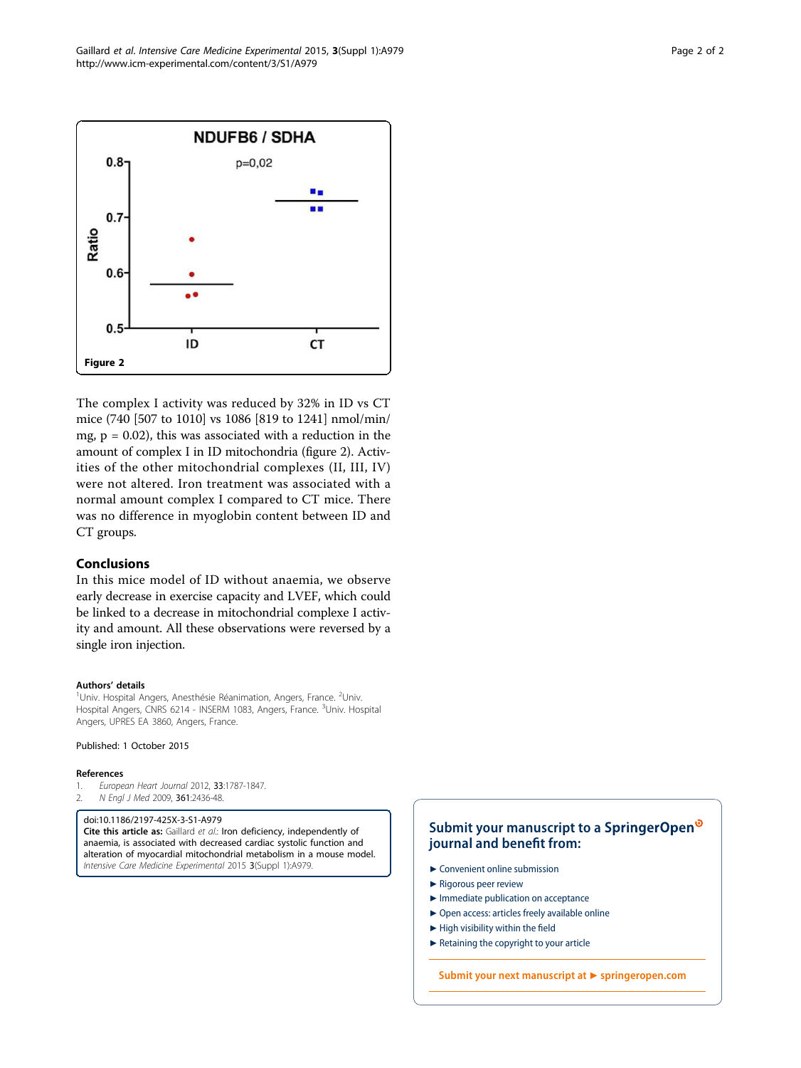NDUFB6 / SDHA

p=0,02

Ratio

0.8

0.7

0.6

0.5

ID

CT

Figure 2

The complex I activity was reduced by 32% in ID vs CT mice (740 [507 to 1010] vs 1086 [819 to 1241] nmol/min/mg, p = 0.02), this was associated with a reduction in the amount of complex I in ID mitochondria (figure 2). Activities of the other mitochondrial complexes (II, III, IV) were not altered. Iron treatment was associated with a normal amount complex I compared to CT mice. There was no difference in myoglobin content between ID and CT groups.

## Conclusions

In this mice model of ID without anaemia, we observe early decrease in exercise capacity and LVEF, which could be linked to a decrease in mitochondrial complexe I activity and amount. All these observations were reversed by a single iron injection.

### Authors' details

[1]Univ. Hospital Angers, Anesthésie Réanimation, Angers, France. [2]Univ. Hospital Angers, CNRS 6214 - INSERM 1083, Angers, France. [3]Univ. Hospital Angers, UPRES EA 3860, Angers, France.

Published: 1 October 2015

### References

1. *European Heart Journal* 2012, **33**:1787-1847.
2. *N Engl J Med* 2009, **361**:2436-48.

doi:10.1186/2197-425X-3-S1-A979

**Cite this article as:** Gaillard *et al.*: Iron deficiency, independently of anaemia, is associated with decreased cardiac systolic function and alteration of myocardial mitochondrial metabolism in a mouse model. *Intensive Care Medicine Experimental* 2015 **3**(Suppl 1):A979.

**Submit your manuscript to a SpringerOpen journal and benefit from:**

- ► Convenient online submission
- ► Rigorous peer review
- ► Immediate publication on acceptance
- ► Open access: articles freely available online
- ► High visibility within the field
- ► Retaining the copyright to your article

**Submit your next manuscript at ► springeropen.com**